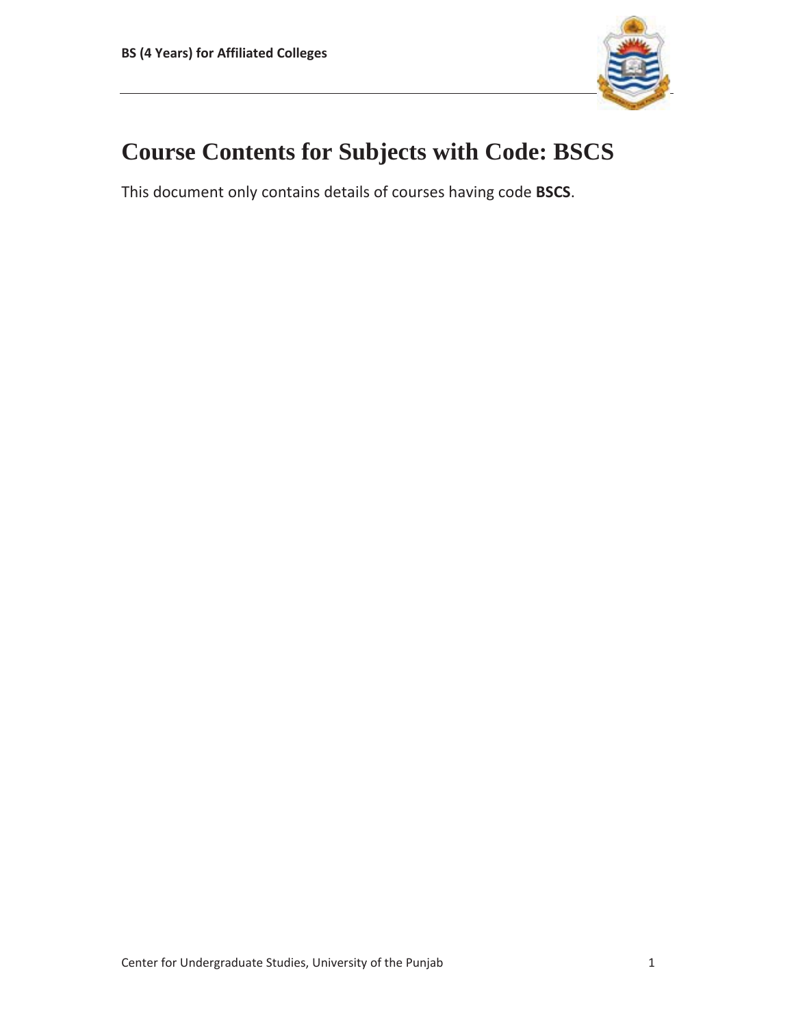# Course Contents for Subjects with Code: BSCS

This document only contains details of courses having code **BSCS**.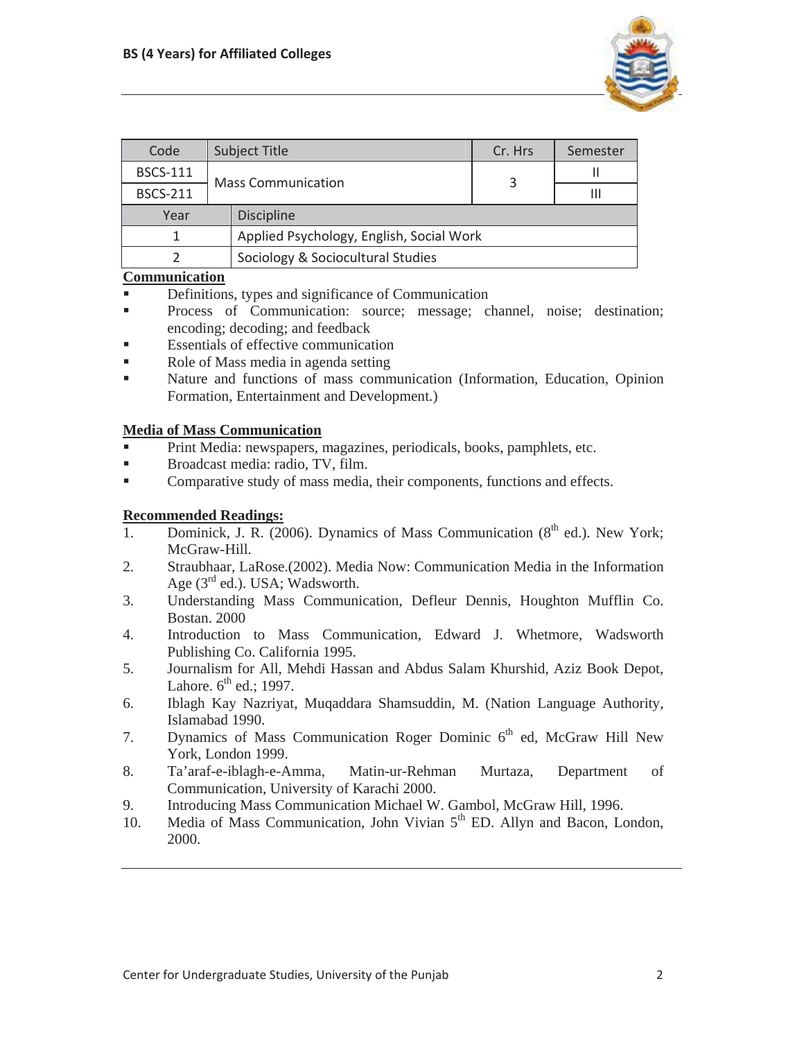| Code | Subject Title | | Cr. Hrs | Semester |
|---|---|---|---|---|
| BSCS-111 | Mass Communication | | 3 | II |
| BSCS-211 | | | | III |
| Year | | Discipline | | |
| 1 | | Applied Psychology, English, Social Work | | |
| 2 | | Sociology & Sociocultural Studies | | |

**Communication**

- Definitions, types and significance of Communication
- Process of Communication: source; message; channel, noise; destination; encoding; decoding; and feedback
- Essentials of effective communication
- Role of Mass media in agenda setting
- Nature and functions of mass communication (Information, Education, Opinion Formation, Entertainment and Development.)

**Media of Mass Communication**

- Print Media: newspapers, magazines, periodicals, books, pamphlets, etc.
- Broadcast media: radio, TV, film.
- Comparative study of mass media, their components, functions and effects.

**Recommended Readings:**

1. Dominick, J. R. (2006). Dynamics of Mass Communication (8th ed.). New York; McGraw-Hill.
2. Straubhaar, LaRose.(2002). Media Now: Communication Media in the Information Age (3rd ed.). USA; Wadsworth.
3. Understanding Mass Communication, Defleur Dennis, Houghton Mufflin Co. Bostan. 2000
4. Introduction to Mass Communication, Edward J. Whetmore, Wadsworth Publishing Co. California 1995.
5. Journalism for All, Mehdi Hassan and Abdus Salam Khurshid, Aziz Book Depot, Lahore. 6th ed.; 1997.
6. Iblagh Kay Nazriyat, Muqaddara Shamsuddin, M. (Nation Language Authority, Islamabad 1990.
7. Dynamics of Mass Communication Roger Dominic 6th ed, McGraw Hill New York, London 1999.
8. Ta'araf-e-iblagh-e-Amma, Matin-ur-Rehman Murtaza, Department of Communication, University of Karachi 2000.
9. Introducing Mass Communication Michael W. Gambol, McGraw Hill, 1996.
10. Media of Mass Communication, John Vivian 5th ED. Allyn and Bacon, London, 2000.